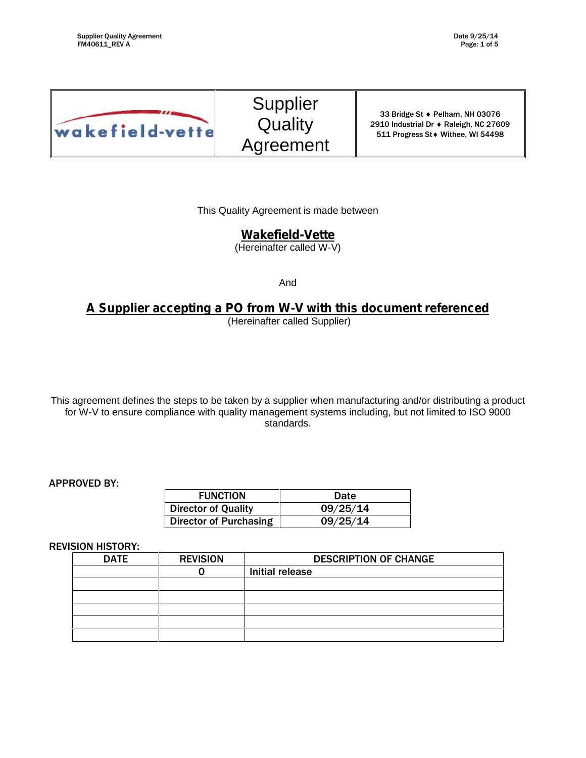| wakefield-vette | Supplier Quality Agreement | 33 Bridge St ♦ Pelham, NH 03076<br>2910 Industrial Dr ♦ Raleigh, NC 27609<br>511 Progress St♦ Withee, WI 54498 |
|---|---|---|

This Quality Agreement is made between

**Wakefield-Vette**
(Hereinafter called W-V)

And

**A Supplier accepting a PO from W-V with this document referenced**
(Hereinafter called Supplier)

This agreement defines the steps to be taken by a supplier when manufacturing and/or distributing a product for W-V to ensure compliance with quality management systems including, but not limited to ISO 9000 standards.

**APPROVED BY:**

| FUNCTION | Date |
|---|---|
| Director of Quality | 09/25/14 |
| Director of Purchasing | 09/25/14 |

**REVISION HISTORY:**

| DATE | REVISION | DESCRIPTION OF CHANGE |
|---|---|---|
| | 0 | Initial release |
| | | |
| | | |
| | | |
| | | |
| | | |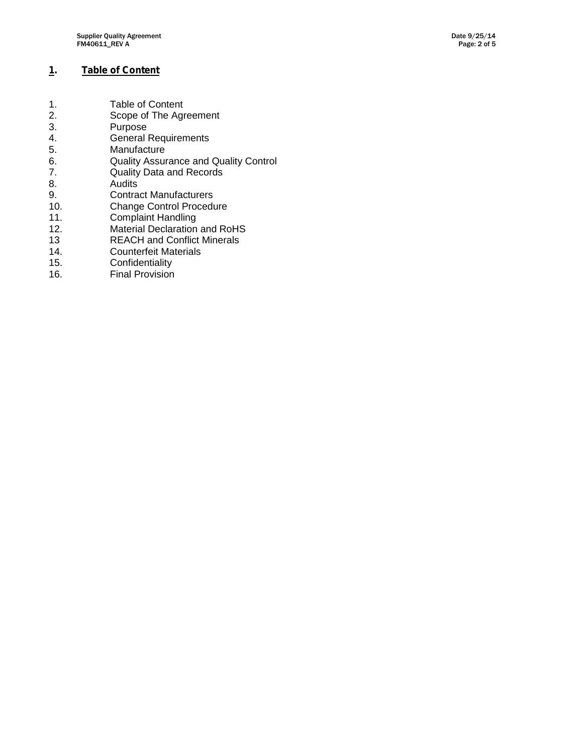# 1. Table of Content

1. Table of Content
2. Scope of The Agreement
3. Purpose
4. General Requirements
5. Manufacture
6. Quality Assurance and Quality Control
7. Quality Data and Records
8. Audits
9. Contract Manufacturers
10. Change Control Procedure
11. Complaint Handling
12. Material Declaration and RoHS
13 REACH and Conflict Minerals
14. Counterfeit Materials
15. Confidentiality
16. Final Provision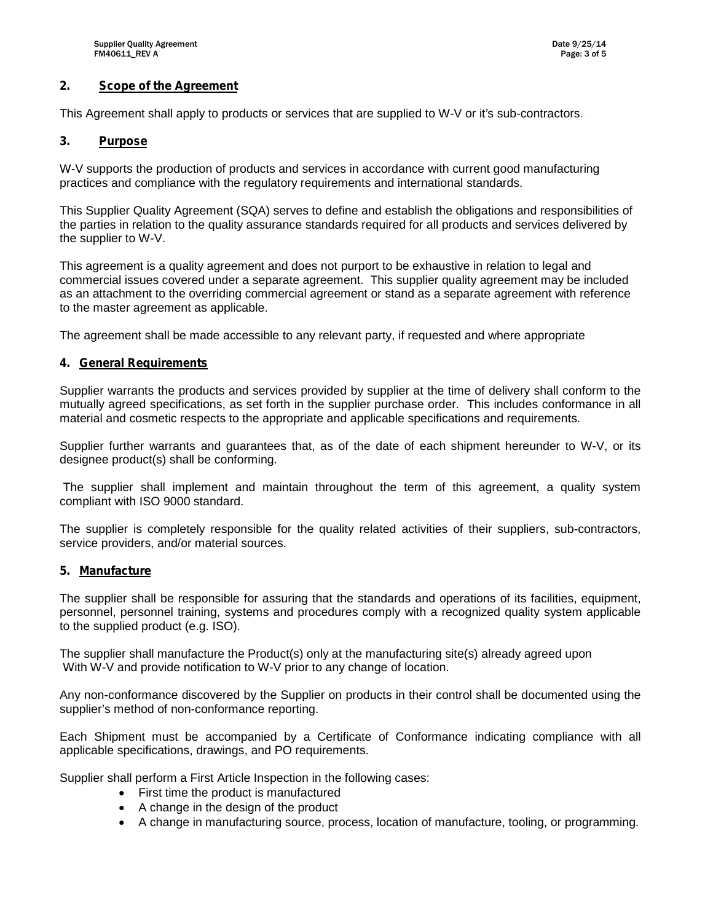## 2. Scope of the Agreement

This Agreement shall apply to products or services that are supplied to W-V or it's sub-contractors.

## 3. Purpose

W-V supports the production of products and services in accordance with current good manufacturing practices and compliance with the regulatory requirements and international standards.

This Supplier Quality Agreement (SQA) serves to define and establish the obligations and responsibilities of the parties in relation to the quality assurance standards required for all products and services delivered by the supplier to W-V.

This agreement is a quality agreement and does not purport to be exhaustive in relation to legal and commercial issues covered under a separate agreement. This supplier quality agreement may be included as an attachment to the overriding commercial agreement or stand as a separate agreement with reference to the master agreement as applicable.

The agreement shall be made accessible to any relevant party, if requested and where appropriate

## 4. General Requirements

Supplier warrants the products and services provided by supplier at the time of delivery shall conform to the mutually agreed specifications, as set forth in the supplier purchase order. This includes conformance in all material and cosmetic respects to the appropriate and applicable specifications and requirements.

Supplier further warrants and guarantees that, as of the date of each shipment hereunder to W-V, or its designee product(s) shall be conforming.

The supplier shall implement and maintain throughout the term of this agreement, a quality system compliant with ISO 9000 standard.

The supplier is completely responsible for the quality related activities of their suppliers, sub-contractors, service providers, and/or material sources.

## 5. Manufacture

The supplier shall be responsible for assuring that the standards and operations of its facilities, equipment, personnel, personnel training, systems and procedures comply with a recognized quality system applicable to the supplied product (e.g. ISO).

The supplier shall manufacture the Product(s) only at the manufacturing site(s) already agreed upon With W-V and provide notification to W-V prior to any change of location.

Any non-conformance discovered by the Supplier on products in their control shall be documented using the supplier's method of non-conformance reporting.

Each Shipment must be accompanied by a Certificate of Conformance indicating compliance with all applicable specifications, drawings, and PO requirements.

Supplier shall perform a First Article Inspection in the following cases:

- First time the product is manufactured
- A change in the design of the product
- A change in manufacturing source, process, location of manufacture, tooling, or programming.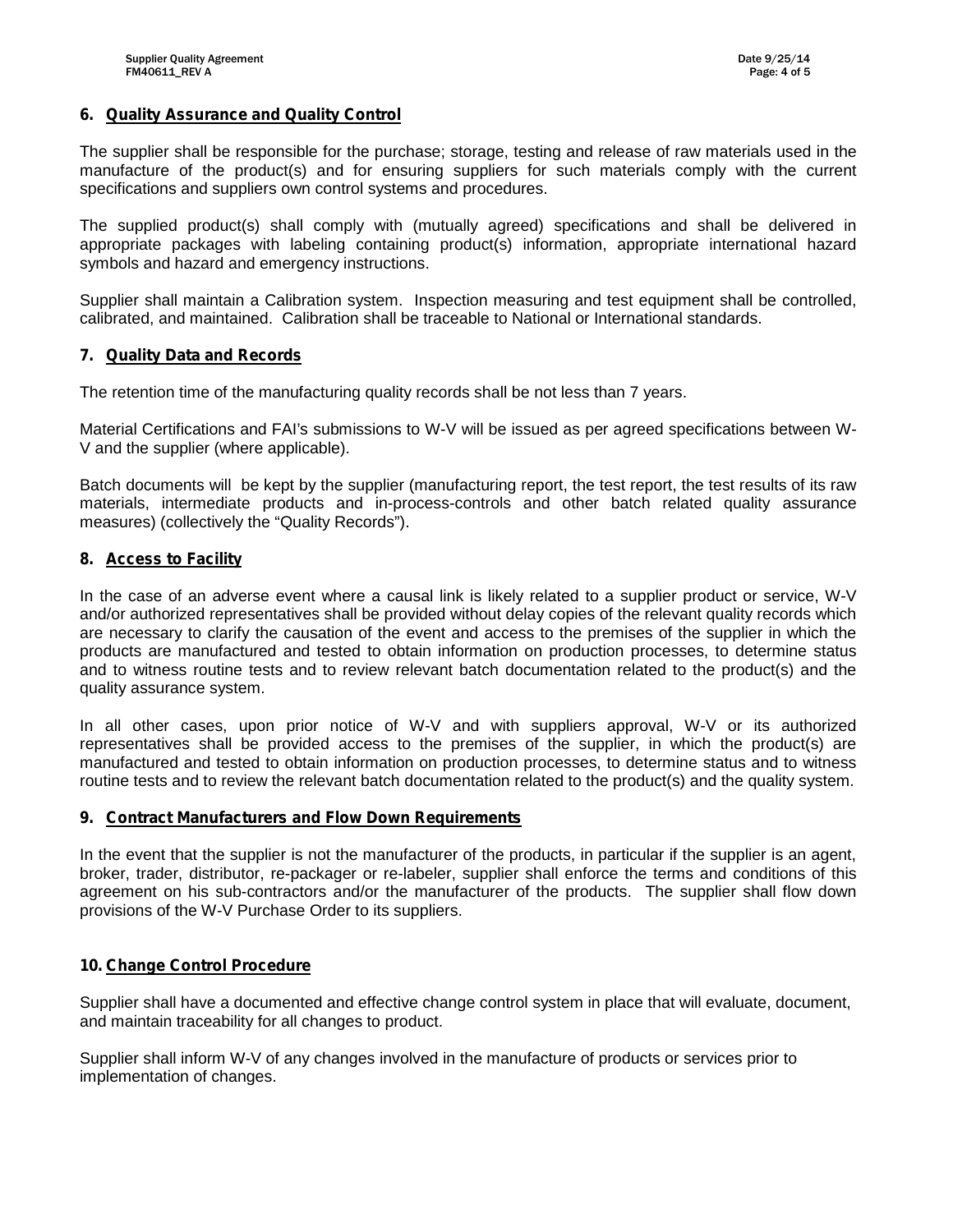## 6. Quality Assurance and Quality Control

The supplier shall be responsible for the purchase; storage, testing and release of raw materials used in the manufacture of the product(s) and for ensuring suppliers for such materials comply with the current specifications and suppliers own control systems and procedures.

The supplied product(s) shall comply with (mutually agreed) specifications and shall be delivered in appropriate packages with labeling containing product(s) information, appropriate international hazard symbols and hazard and emergency instructions.

Supplier shall maintain a Calibration system. Inspection measuring and test equipment shall be controlled, calibrated, and maintained. Calibration shall be traceable to National or International standards.

## 7. Quality Data and Records

The retention time of the manufacturing quality records shall be not less than 7 years.

Material Certifications and FAI's submissions to W-V will be issued as per agreed specifications between W-V and the supplier (where applicable).

Batch documents will be kept by the supplier (manufacturing report, the test report, the test results of its raw materials, intermediate products and in-process-controls and other batch related quality assurance measures) (collectively the "Quality Records").

## 8. Access to Facility

In the case of an adverse event where a causal link is likely related to a supplier product or service, W-V and/or authorized representatives shall be provided without delay copies of the relevant quality records which are necessary to clarify the causation of the event and access to the premises of the supplier in which the products are manufactured and tested to obtain information on production processes, to determine status and to witness routine tests and to review relevant batch documentation related to the product(s) and the quality assurance system.

In all other cases, upon prior notice of W-V and with suppliers approval, W-V or its authorized representatives shall be provided access to the premises of the supplier, in which the product(s) are manufactured and tested to obtain information on production processes, to determine status and to witness routine tests and to review the relevant batch documentation related to the product(s) and the quality system.

## 9. Contract Manufacturers and Flow Down Requirements

In the event that the supplier is not the manufacturer of the products, in particular if the supplier is an agent, broker, trader, distributor, re-packager or re-labeler, supplier shall enforce the terms and conditions of this agreement on his sub-contractors and/or the manufacturer of the products. The supplier shall flow down provisions of the W-V Purchase Order to its suppliers.

## 10. Change Control Procedure

Supplier shall have a documented and effective change control system in place that will evaluate, document, and maintain traceability for all changes to product.

Supplier shall inform W-V of any changes involved in the manufacture of products or services prior to implementation of changes.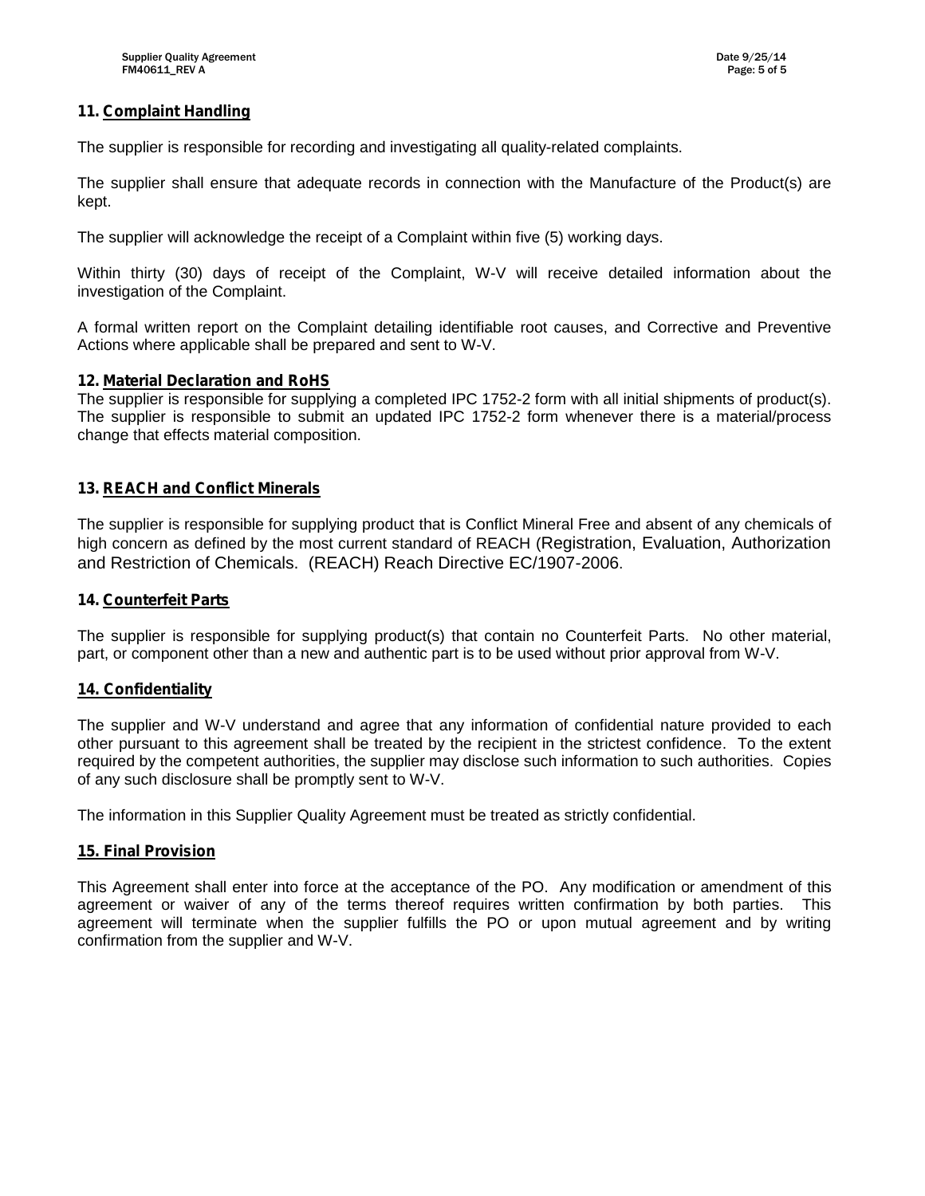## 11. Complaint Handling

The supplier is responsible for recording and investigating all quality-related complaints.

The supplier shall ensure that adequate records in connection with the Manufacture of the Product(s) are kept.

The supplier will acknowledge the receipt of a Complaint within five (5) working days.

Within thirty (30) days of receipt of the Complaint, W-V will receive detailed information about the investigation of the Complaint.

A formal written report on the Complaint detailing identifiable root causes, and Corrective and Preventive Actions where applicable shall be prepared and sent to W-V.

## 12. Material Declaration and RoHS

The supplier is responsible for supplying a completed IPC 1752-2 form with all initial shipments of product(s). The supplier is responsible to submit an updated IPC 1752-2 form whenever there is a material/process change that effects material composition.

## 13. REACH and Conflict Minerals

The supplier is responsible for supplying product that is Conflict Mineral Free and absent of any chemicals of high concern as defined by the most current standard of REACH (Registration, Evaluation, Authorization and Restriction of Chemicals. (REACH) Reach Directive EC/1907-2006.

## 14. Counterfeit Parts

The supplier is responsible for supplying product(s) that contain no Counterfeit Parts. No other material, part, or component other than a new and authentic part is to be used without prior approval from W-V.

## 14. Confidentiality

The supplier and W-V understand and agree that any information of confidential nature provided to each other pursuant to this agreement shall be treated by the recipient in the strictest confidence. To the extent required by the competent authorities, the supplier may disclose such information to such authorities. Copies of any such disclosure shall be promptly sent to W-V.

The information in this Supplier Quality Agreement must be treated as strictly confidential.

## 15. Final Provision

This Agreement shall enter into force at the acceptance of the PO. Any modification or amendment of this agreement or waiver of any of the terms thereof requires written confirmation by both parties. This agreement will terminate when the supplier fulfills the PO or upon mutual agreement and by writing confirmation from the supplier and W-V.